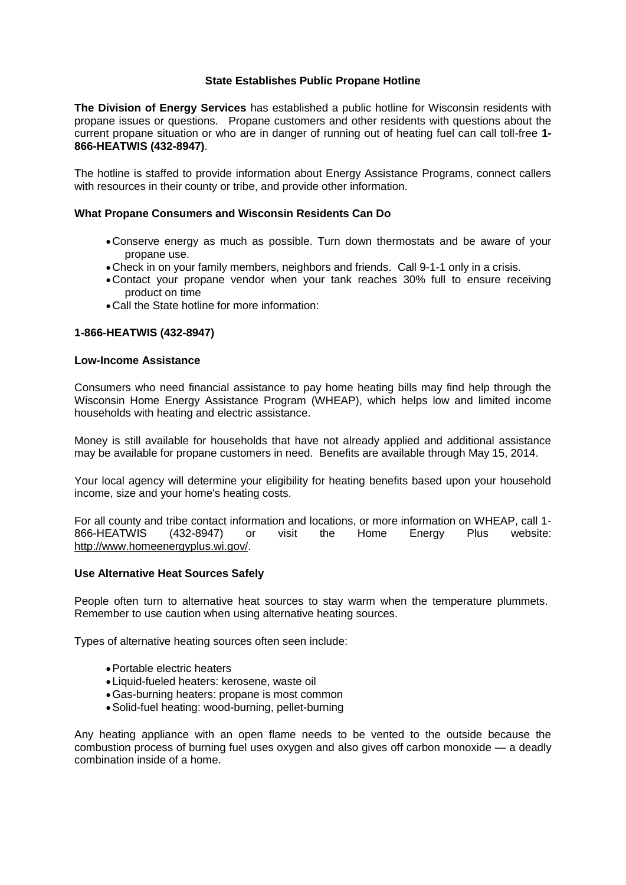## State Establishes Public Propane Hotline

**The Division of Energy Services** has established a public hotline for Wisconsin residents with propane issues or questions. Propane customers and other residents with questions about the current propane situation or who are in danger of running out of heating fuel can call toll-free **1-866-HEATWIS (432-8947)**.

The hotline is staffed to provide information about Energy Assistance Programs, connect callers with resources in their county or tribe, and provide other information.

### What Propane Consumers and Wisconsin Residents Can Do

- Conserve energy as much as possible. Turn down thermostats and be aware of your propane use.
- Check in on your family members, neighbors and friends. Call 9-1-1 only in a crisis.
- Contact your propane vendor when your tank reaches 30% full to ensure receiving product on time
- Call the State hotline for more information:

**1-866-HEATWIS (432-8947)**

### Low-Income Assistance

Consumers who need financial assistance to pay home heating bills may find help through the Wisconsin Home Energy Assistance Program (WHEAP), which helps low and limited income households with heating and electric assistance.

Money is still available for households that have not already applied and additional assistance may be available for propane customers in need. Benefits are available through May 15, 2014.

Your local agency will determine your eligibility for heating benefits based upon your household income, size and your home's heating costs.

For all county and tribe contact information and locations, or more information on WHEAP, call 1-866-HEATWIS (432-8947) or visit the Home Energy Plus website: http://www.homeenergyplus.wi.gov/.

### Use Alternative Heat Sources Safely

People often turn to alternative heat sources to stay warm when the temperature plummets. Remember to use caution when using alternative heating sources.

Types of alternative heating sources often seen include:

- Portable electric heaters
- Liquid-fueled heaters: kerosene, waste oil
- Gas-burning heaters: propane is most common
- Solid-fuel heating: wood-burning, pellet-burning

Any heating appliance with an open flame needs to be vented to the outside because the combustion process of burning fuel uses oxygen and also gives off carbon monoxide — a deadly combination inside of a home.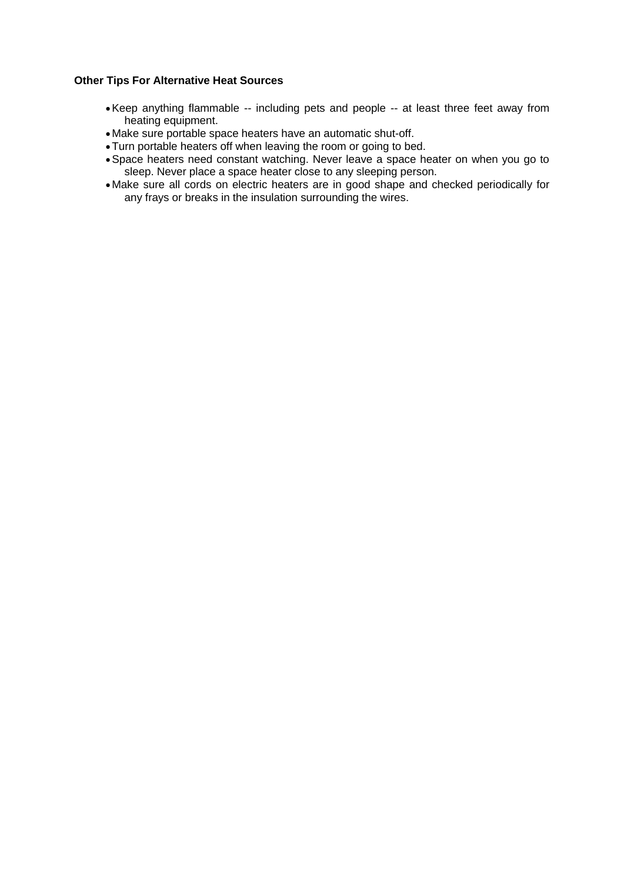**Other Tips For Alternative Heat Sources**

- Keep anything flammable -- including pets and people -- at least three feet away from heating equipment.
- Make sure portable space heaters have an automatic shut-off.
- Turn portable heaters off when leaving the room or going to bed.
- Space heaters need constant watching. Never leave a space heater on when you go to sleep. Never place a space heater close to any sleeping person.
- Make sure all cords on electric heaters are in good shape and checked periodically for any frays or breaks in the insulation surrounding the wires.